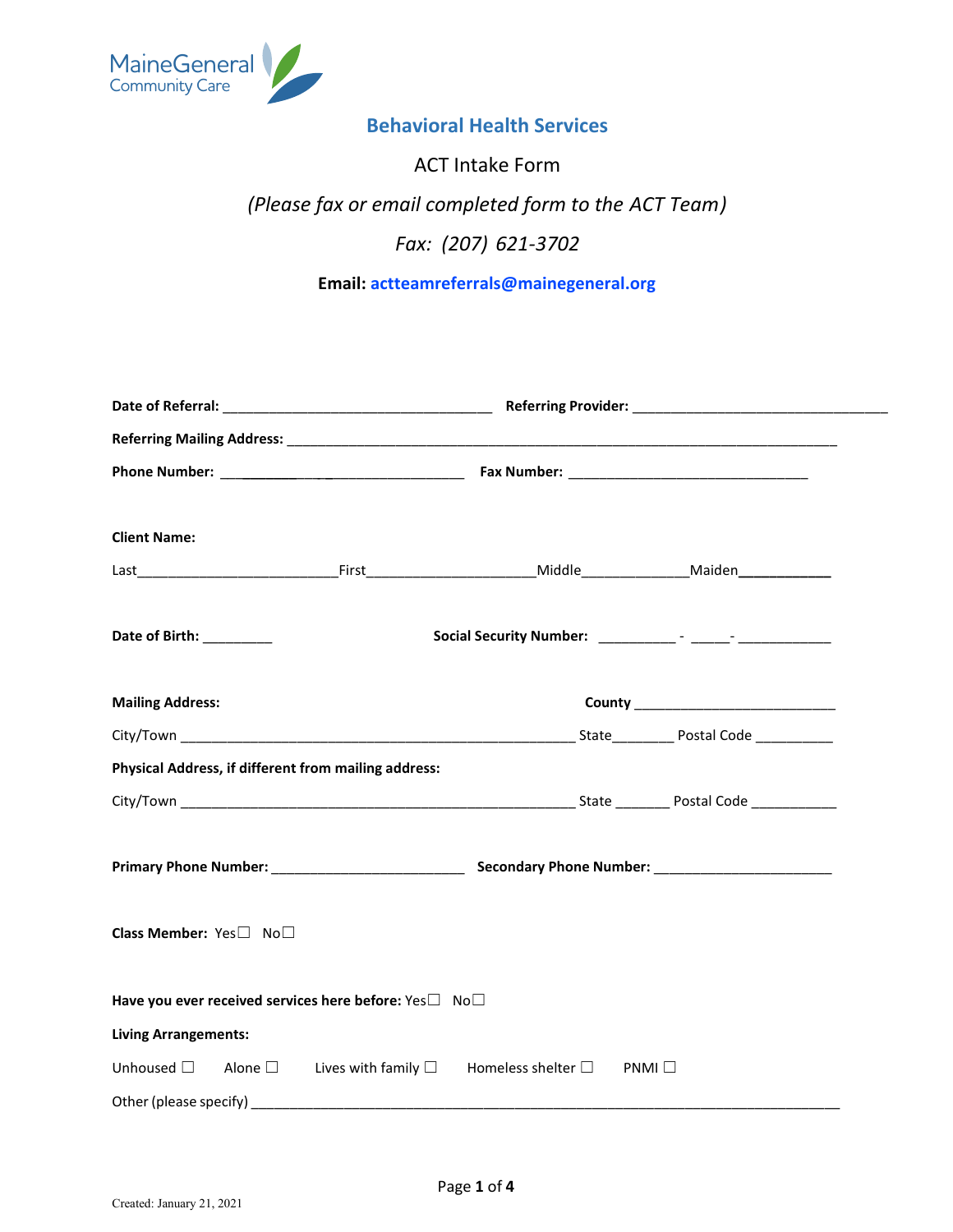MaineGeneral Community Care

# Behavioral Health Services

ACT Intake Form

*(Please fax or email completed form to the ACT Team)*

*Fax: (207) 621-3702*

**Email: actteamreferrals@mainegeneral.org**

**Date of Referral:** ______________________________ **Referring Provider:** ______________________________

**Referring Mailing Address:** ____________________________________________________________

**Phone Number:** ___________________________ **Fax Number:** ___________________________

**Client Name:**

Last________________________First____________________Middle_____________Maiden___________

**Date of Birth:** _________ **Social Security Number:** _________ - _____- ___________

**Mailing Address:** **County** ________________________

City/Town _____________________________________________ State_______ Postal Code _________

**Physical Address, if different from mailing address:**

City/Town _____________________________________________ State _______ Postal Code __________

**Primary Phone Number:** ______________________ **Secondary Phone Number:** ______________________

**Class Member:** Yes☐ No☐

**Have you ever received services here before:** Yes☐ No☐

**Living Arrangements:**

Unhoused ☐ Alone ☐ Lives with family ☐ Homeless shelter ☐ PNMI ☐

Other (please specify) ______________________________________________________________________

Created: January 21, 2021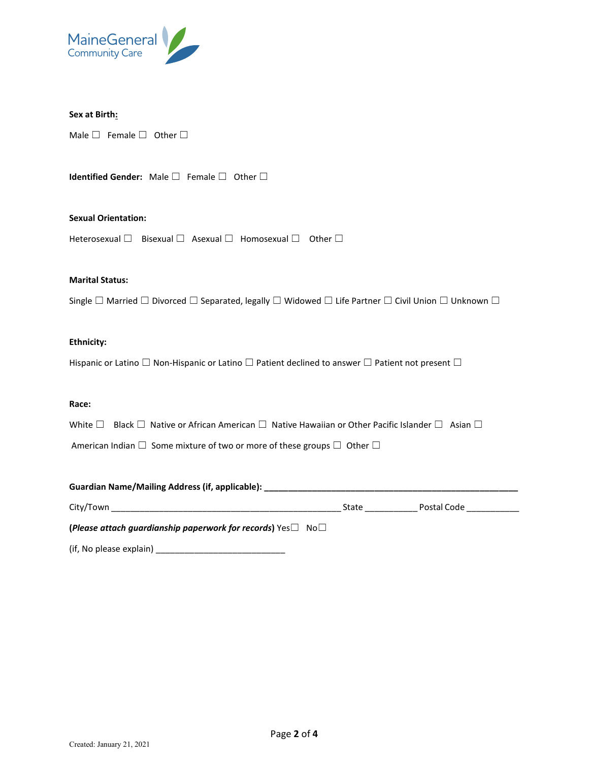MaineGeneral Community Care

**Sex at Birth:**

Male ☐ Female ☐ Other ☐

**Identified Gender:** Male ☐ Female ☐ Other ☐

**Sexual Orientation:**

Heterosexual ☐ Bisexual ☐ Asexual ☐ Homosexual ☐ Other ☐

**Marital Status:**

Single ☐ Married ☐ Divorced ☐ Separated, legally ☐ Widowed ☐ Life Partner ☐ Civil Union ☐ Unknown ☐

**Ethnicity:**

Hispanic or Latino ☐ Non-Hispanic or Latino ☐ Patient declined to answer ☐ Patient not present ☐

**Race:**

White ☐ Black ☐ Native or African American ☐ Native Hawaiian or Other Pacific Islander ☐ Asian ☐

American Indian ☐ Some mixture of two or more of these groups ☐ Other ☐

**Guardian Name/Mailing Address (if, applicable):** ____________________________________________________

City/Town ________________________________________________ State ___________ Postal Code ___________

(***Please attach guardianship paperwork for records***) Yes☐ No☐

(if, No please explain) ___________________________

Created: January 21, 2021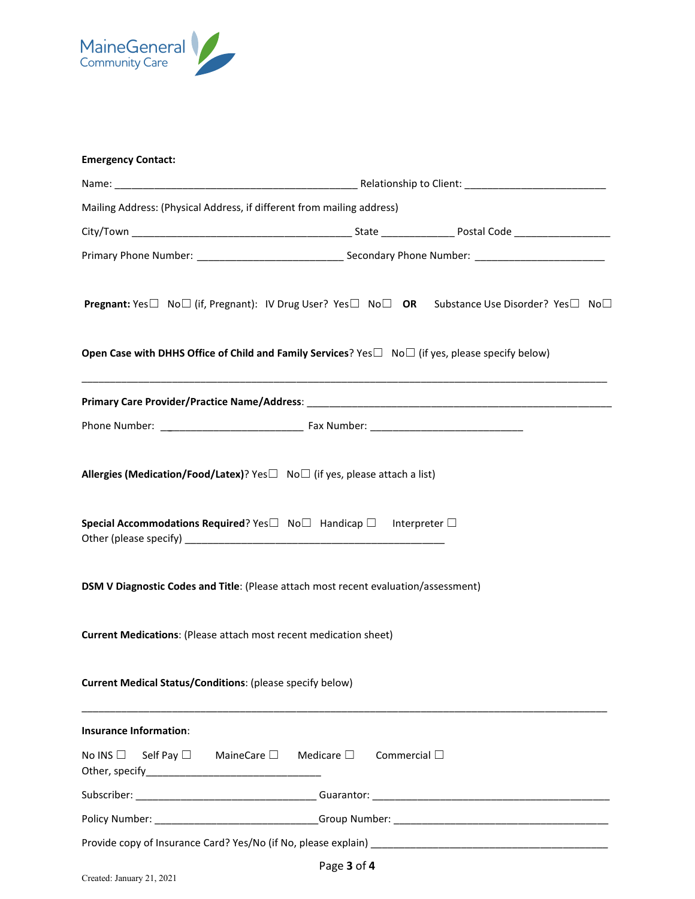MaineGeneral Community Care

**Emergency Contact:**

Name: ___________________________________________ Relationship to Client: _________________________

Mailing Address: (Physical Address, if different from mailing address)

City/Town _______________________________________ State _____________ Postal Code _________________

Primary Phone Number: __________________________ Secondary Phone Number: _______________________

**Pregnant:** Yes☐ No☐ (if, Pregnant): IV Drug User? Yes☐ No☐ **OR** Substance Use Disorder? Yes☐ No☐

**Open Case with DHHS Office of Child and Family Services**? Yes☐ No☐ (if yes, please specify below)

_____________________________________________________________________________________________

**Primary Care Provider/Practice Name/Address**: ______________________________________________________

Phone Number: __________________________ Fax Number: ___________________________

**Allergies (Medication/Food/Latex)**? Yes☐ No☐ (if yes, please attach a list)

**Special Accommodations Required**? Yes☐ No☐ Handicap ☐ Interpreter ☐
Other (please specify) _______________________________________________

**DSM V Diagnostic Codes and Title**: (Please attach most recent evaluation/assessment)

**Current Medications**: (Please attach most recent medication sheet)

**Current Medical Status/Conditions**: (please specify below)

_____________________________________________________________________________________________

**Insurance Information**:

No INS ☐ Self Pay ☐ MaineCare ☐ Medicare ☐ Commercial ☐
Other, specify_______________________________

Subscriber: ________________________________ Guarantor: __________________________________________

Policy Number: _____________________________Group Number: ______________________________________

Provide copy of Insurance Card? Yes/No (if No, please explain) ___________________________________________

Created: January 21, 2021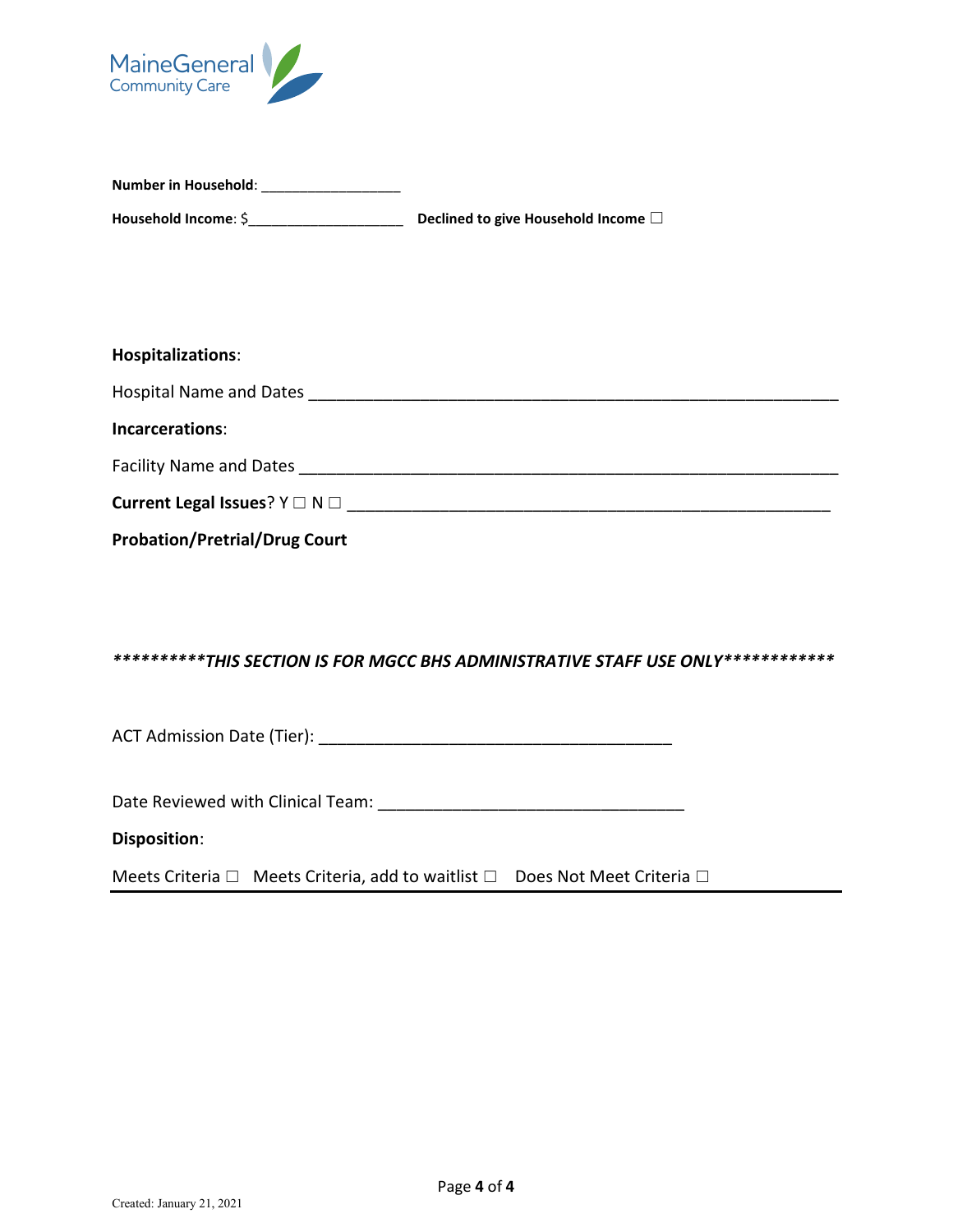MaineGeneral
Community Care

**Number in Household**: ___________________

**Household Income**: $_____________________ **Declined to give Household Income** ☐

**Hospitalizations**:

Hospital Name and Dates ___________________________________________________________

**Incarcerations**:

Facility Name and Dates ___________________________________________________________

**Current Legal Issues**? Y ☐ N ☐ _____________________________________________________

**Probation/Pretrial/Drug Court**

***\*\*\*\*\*\*\*\*\*\*THIS SECTION IS FOR MGCC BHS ADMINISTRATIVE STAFF USE ONLY\*\*\*\*\*\*\*\*\*\*\*\*\****

ACT Admission Date (Tier): _______________________________________

Date Reviewed with Clinical Team: _________________________________

**Disposition**:

Meets Criteria ☐ Meets Criteria, add to waitlist ☐ Does Not Meet Criteria ☐

Created: January 21, 2021